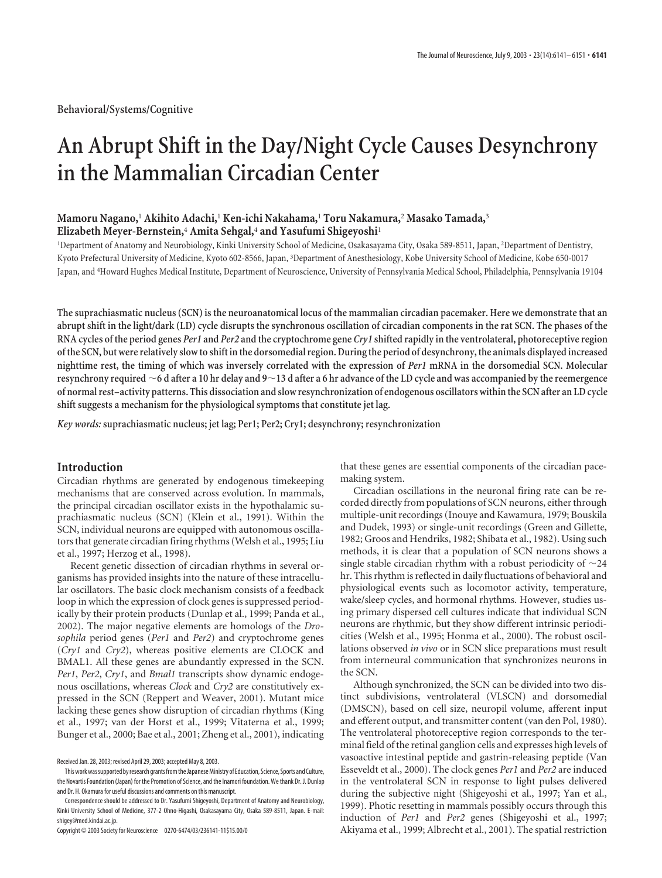Behavioral/Systems/Cognitive

# An Abrupt Shift in the Day/Night Cycle Causes Desynchrony in the Mammalian Circadian Center

**Mamoru Nagano,[1] Akihito Adachi,[1] Ken-ichi Nakahama,[1] Toru Nakamura,[2] Masako Tamada,[3] Elizabeth Meyer-Bernstein,[4] Amita Sehgal,[4] and Yasufumi Shigeyoshi[1]**

[1]Department of Anatomy and Neurobiology, Kinki University School of Medicine, Osakasayama City, Osaka 589-8511, Japan, [2]Department of Dentistry, Kyoto Prefectural University of Medicine, Kyoto 602-8566, Japan, [3]Department of Anesthesiology, Kobe University School of Medicine, Kobe 650-0017 Japan, and [4]Howard Hughes Medical Institute, Department of Neuroscience, University of Pennsylvania Medical School, Philadelphia, Pennsylvania 19104

**The suprachiasmatic nucleus (SCN) is the neuroanatomical locus of the mammalian circadian pacemaker. Here we demonstrate that an abrupt shift in the light/dark (LD) cycle disrupts the synchronous oscillation of circadian components in the rat SCN. The phases of the RNA cycles of the period genes *Per1* and *Per2* and the cryptochrome gene *Cry1* shifted rapidly in the ventrolateral, photoreceptive region of the SCN, but were relatively slow to shift in the dorsomedial region. During the period of desynchrony, the animals displayed increased nighttime rest, the timing of which was inversely correlated with the expression of *Per1* mRNA in the dorsomedial SCN. Molecular resynchrony required ~6 d after a 10 hr delay and 9~13 d after a 6 hr advance of the LD cycle and was accompanied by the reemergence of normal rest–activity patterns. This dissociation and slow resynchronization of endogenous oscillators within the SCN after an LD cycle shift suggests a mechanism for the physiological symptoms that constitute jet lag.**

*Key words:* **suprachiasmatic nucleus; jet lag; Per1; Per2; Cry1; desynchrony; resynchronization**

## Introduction

Circadian rhythms are generated by endogenous timekeeping mechanisms that are conserved across evolution. In mammals, the principal circadian oscillator exists in the hypothalamic suprachiasmatic nucleus (SCN) (Klein et al., 1991). Within the SCN, individual neurons are equipped with autonomous oscillators that generate circadian firing rhythms (Welsh et al., 1995; Liu et al., 1997; Herzog et al., 1998).

Recent genetic dissection of circadian rhythms in several organisms has provided insights into the nature of these intracellular oscillators. The basic clock mechanism consists of a feedback loop in which the expression of clock genes is suppressed periodically by their protein products (Dunlap et al., 1999; Panda et al., 2002). The major negative elements are homologs of the *Drosophila* period genes (*Per1* and *Per2*) and cryptochrome genes (*Cry1* and *Cry2*), whereas positive elements are CLOCK and BMAL1. All these genes are abundantly expressed in the SCN. *Per1*, *Per2*, *Cry1*, and *Bmal1* transcripts show dynamic endogenous oscillations, whereas *Clock* and *Cry2* are constitutively expressed in the SCN (Reppert and Weaver, 2001). Mutant mice lacking these genes show disruption of circadian rhythms (King et al., 1997; van der Horst et al., 1999; Vitaterna et al., 1999; Bunger et al., 2000; Bae et al., 2001; Zheng et al., 2001), indicating that these genes are essential components of the circadian pacemaking system.

Circadian oscillations in the neuronal firing rate can be recorded directly from populations of SCN neurons, either through multiple-unit recordings (Inouye and Kawamura, 1979; Bouskila and Dudek, 1993) or single-unit recordings (Green and Gillette, 1982; Groos and Hendriks, 1982; Shibata et al., 1982). Using such methods, it is clear that a population of SCN neurons shows a single stable circadian rhythm with a robust periodicity of ~24 hr. This rhythm is reflected in daily fluctuations of behavioral and physiological events such as locomotor activity, temperature, wake/sleep cycles, and hormonal rhythms. However, studies using primary dispersed cell cultures indicate that individual SCN neurons are rhythmic, but they show different intrinsic periodicities (Welsh et al., 1995; Honma et al., 2000). The robust oscillations observed *in vivo* or in SCN slice preparations must result from interneural communication that synchronizes neurons in the SCN.

Although synchronized, the SCN can be divided into two distinct subdivisions, ventrolateral (VLSCN) and dorsomedial (DMSCN), based on cell size, neuropil volume, afferent input and efferent output, and transmitter content (van den Pol, 1980). The ventrolateral photoreceptive region corresponds to the terminal field of the retinal ganglion cells and expresses high levels of vasoactive intestinal peptide and gastrin-releasing peptide (Van Esseveldt et al., 2000). The clock genes *Per1* and *Per2* are induced in the ventrolateral SCN in response to light pulses delivered during the subjective night (Shigeyoshi et al., 1997; Yan et al., 1999). Photic resetting in mammals possibly occurs through this induction of *Per1* and *Per2* genes (Shigeyoshi et al., 1997; Akiyama et al., 1999; Albrecht et al., 2001). The spatial restriction

Received Jan. 28, 2003; revised April 29, 2003; accepted May 8, 2003.

This work was supported by research grants from the Japanese Ministry of Education, Science, Sports and Culture, the Novartis Foundation (Japan) for the Promotion of Science, and the Inamori foundation. We thank Dr. J. Dunlap and Dr. H. Okamura for useful discussions and comments on this manuscript.

Correspondence should be addressed to Dr. Yasufumi Shigeyoshi, Department of Anatomy and Neurobiology, Kinki University School of Medicine, 377-2 Ohno-Higashi, Osakasayama City, Osaka 589-8511, Japan. E-mail: shigey@med.kindai.ac.jp.

Copyright © 2003 Society for Neuroscience 0270-6474/03/236141-11$15.00/0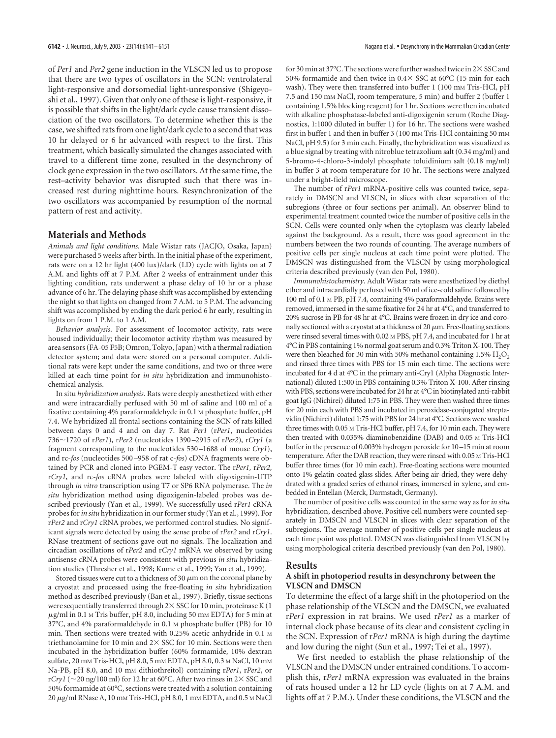of *Per1* and *Per2* gene induction in the VLSCN led us to propose that there are two types of oscillators in the SCN: ventrolateral light-responsive and dorsomedial light-unresponsive (Shigeyoshi et al., 1997). Given that only one of these is light-responsive, it is possible that shifts in the light/dark cycle cause transient dissociation of the two oscillators. To determine whether this is the case, we shifted rats from one light/dark cycle to a second that was 10 hr delayed or 6 hr advanced with respect to the first. This treatment, which basically simulated the changes associated with travel to a different time zone, resulted in the desynchrony of clock gene expression in the two oscillators. At the same time, the rest–activity behavior was disrupted such that there was increased rest during nighttime hours. Resynchronization of the two oscillators was accompanied by resumption of the normal pattern of rest and activity.

## Materials and Methods

*Animals and light conditions.* Male Wistar rats (JACJO, Osaka, Japan) were purchased 5 weeks after birth. In the initial phase of the experiment, rats were on a 12 hr light (400 lux)/dark (LD) cycle with lights on at 7 A.M. and lights off at 7 P.M. After 2 weeks of entrainment under this lighting condition, rats underwent a phase delay of 10 hr or a phase advance of 6 hr. The delaying phase shift was accomplished by extending the night so that lights on changed from 7 A.M. to 5 P.M. The advancing shift was accomplished by ending the dark period 6 hr early, resulting in lights on from 1 P.M. to 1 A.M.

*Behavior analysis.* For assessment of locomotor activity, rats were housed individually; their locomotor activity rhythm was measured by area sensors (FA-05 F5B; Omron, Tokyo, Japan) with a thermal radiation detector system; and data were stored on a personal computer. Additional rats were kept under the same conditions, and two or three were killed at each time point for *in situ* hybridization and immunohistochemical analysis.

*In situ hybridization analysis.* Rats were deeply anesthetized with ether and were intracardially perfused with 50 ml of saline and 100 ml of a fixative containing 4% paraformaldehyde in 0.1 M phosphate buffer, pH 7.4. We hybridized all frontal sections containing the SCN of rats killed between days 0 and 4 and on day 7. Rat *Per1* (r*Per1*, nucleotides 736~1720 of r*Per1*), r*Per2* (nucleotides 1390–2915 of r*Per2*), r*Cry1* (a fragment corresponding to the nucleotides 530–1688 of mouse *Cry1*), and rc-*fos* (nucleotides 500–958 of rat c-*fos*) cDNA fragments were obtained by PCR and cloned into PGEM-T easy vector. The r*Per1*, r*Per2*, r*Cry1*, and rc-*fos* cRNA probes were labeled with digoxigenin-UTP through *in vitro* transcription using T7 or SP6 RNA polymerase. The *in situ* hybridization method using digoxigenin-labeled probes was described previously (Yan et al., 1999). We successfully used r*Per1* cRNA probes for *in situ* hybridization in our former study (Yan et al., 1999). For r*Per2* and r*Cry1* cRNA probes, we performed control studies. No significant signals were detected by using the sense probe of r*Per2* and r*Cry1*. RNase treatment of sections gave out no signals. The localization and circadian oscillations of r*Per2* and r*Cry1* mRNA we observed by using antisense cRNA probes were consistent with previous *in situ* hybridization studies (Thresher et al., 1998; Kume et al., 1999; Yan et al., 1999).

Stored tissues were cut to a thickness of 30 $\mu$m on the coronal plane by a cryostat and processed using the free-floating *in situ* hybridization method as described previously (Ban et al., 1997). Briefly, tissue sections were sequentially transferred through 2× SSC for 10 min, proteinase K (1 $\mu$g/ml in 0.1 M Tris buffer, pH 8.0, including 50 mM EDTA) for 5 min at 37°C, and 4% paraformaldehyde in 0.1 M phosphate buffer (PB) for 10 min. Then sections were treated with 0.25% acetic anhydride in 0.1 M triethanolamine for 10 min and 2× SSC for 10 min. Sections were then incubated in the hybridization buffer (60% formamide, 10% dextran sulfate, 20 mM Tris-HCl, pH 8.0, 5 mM EDTA, pH 8.0, 0.3 M NaCl, 10 mM Na-PB, pH 8.0, and 10 mM dithiothreitol) containing r*Per1*, r*Per2*, or r*Cry1* (~20 ng/100 ml) for 12 hr at 60°C. After two rinses in 2× SSC and 50% formamide at 60°C, sections were treated with a solution containing 20 $\mu$g/ml RNase A, 10 mM Tris-HCl, pH 8.0, 1 mM EDTA, and 0.5 M NaCl for 30 min at 37°C. The sections were further washed twice in 2× SSC and 50% formamide and then twice in 0.4× SSC at 60°C (15 min for each wash). They were then transferred into buffer 1 (100 mM Tris-HCl, pH 7.5 and 150 mM NaCl, room temperature, 5 min) and buffer 2 (buffer 1 containing 1.5% blocking reagent) for 1 hr. Sections were then incubated with alkaline phosphatase-labeled anti-digoxigenin serum (Roche Diagnostics, 1:1000 diluted in buffer 1) for 16 hr. The sections were washed first in buffer 1 and then in buffer 3 (100 mM Tris-HCl containing 50 mM NaCl, pH 9.5) for 3 min each. Finally, the hybridization was visualized as a blue signal by treating with nitroblue tetrazolium salt (0.34 mg/ml) and 5-bromo-4-chloro-3-indolyl phosphate toluidinium salt (0.18 mg/ml) in buffer 3 at room temperature for 10 hr. The sections were analyzed under a bright-field microscope.

The number of r*Per1* mRNA-positive cells was counted twice, separately in DMSCN and VLSCN, in slices with clear separation of the subregions (three or four sections per animal). An observer blind to experimental treatment counted twice the number of positive cells in the SCN. Cells were counted only when the cytoplasm was clearly labeled against the background. As a result, there was good agreement in the numbers between the two rounds of counting. The average numbers of positive cells per single nucleus at each time point were plotted. The DMSCN was distinguished from the VLSCN by using morphological criteria described previously (van den Pol, 1980).

*Immunohistochemistry.* Adult Wistar rats were anesthetized by diethyl ether and intracardially perfused with 50 ml of ice-cold saline followed by 100 ml of 0.1 M PB, pH 7.4, containing 4% paraformaldehyde. Brains were removed, immersed in the same fixative for 24 hr at 4°C, and transferred to 20% sucrose in PB for 48 hr at 4°C. Brains were frozen in dry ice and coronally sectioned with a cryostat at a thickness of 20 $\mu$m. Free-floating sections were rinsed several times with 0.02 M PBS, pH 7.4, and incubated for 1 hr at 4°C in PBS containing 1% normal goat serum and 0.3% Triton X-100. They were then bleached for 30 min with 50% methanol containing 1.5% $H_2O_2$ and rinsed three times with PBS for 15 min each time. The sections were incubated for 4 d at 4°C in the primary anti-Cry1 (Alpha Diagnostic International) diluted 1:500 in PBS containing 0.3% Triton X-100. After rinsing with PBS, sections were incubated for 24 hr at 4°C in biotinylated anti-rabbit goat IgG (Nichirei) diluted 1:75 in PBS. They were then washed three times for 20 min each with PBS and incubated in peroxidase-conjugated streptavidin (Nichirei) diluted 1:75 with PBS for 24 hr at 4°C. Sections were washed three times with 0.05 M Tris-HCl buffer, pH 7.4, for 10 min each. They were then treated with 0.035% diaminobenzidine (DAB) and 0.05 M Tris-HCl buffer in the presence of 0.003% hydrogen peroxide for 10–15 min at room temperature. After the DAB reaction, they were rinsed with 0.05 M Tris-HCl buffer three times (for 10 min each). Free-floating sections were mounted onto 1% gelatin-coated glass slides. After being air-dried, they were dehydrated with a graded series of ethanol rinses, immersed in xylene, and embedded in Entellan (Merck, Darmstadt, Germany).

The number of positive cells was counted in the same way as for *in situ* hybridization, described above. Positive cell numbers were counted separately in DMSCN and VLSCN in slices with clear separation of the subregions. The average number of positive cells per single nucleus at each time point was plotted. DMSCN was distinguished from VLSCN by using morphological criteria described previously (van den Pol, 1980).

## Results

### A shift in photoperiod results in desynchrony between the VLSCN and DMSCN

To determine the effect of a large shift in the photoperiod on the phase relationship of the VLSCN and the DMSCN, we evaluated r*Per1* expression in rat brains. We used r*Per1* as a marker of internal clock phase because of its clear and consistent cycling in the SCN. Expression of r*Per1* mRNA is high during the daytime and low during the night (Sun et al., 1997; Tei et al., 1997).

We first needed to establish the phase relationship of the VLSCN and the DMSCN under entrained conditions. To accomplish this, r*Per1* mRNA expression was evaluated in the brains of rats housed under a 12 hr LD cycle (lights on at 7 A.M. and lights off at 7 P.M.). Under these conditions, the VLSCN and the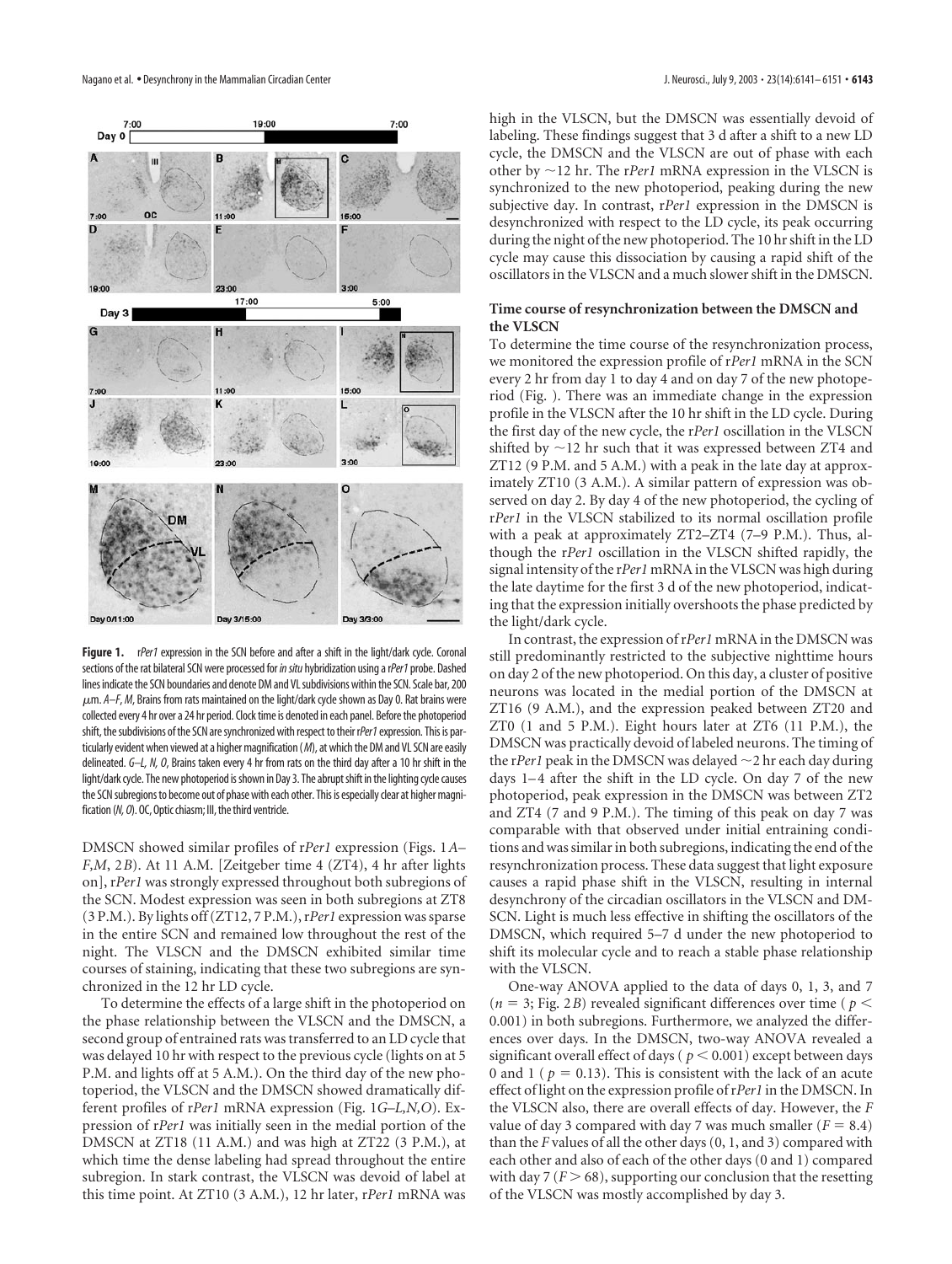**Figure 1.** r*Per1* expression in the SCN before and after a shift in the light/dark cycle. Coronal sections of the rat bilateral SCN were processed for *in situ* hybridization using a r*Per1* probe. Dashed lines indicate the SCN boundaries and denote DM and VL subdivisions within the SCN. Scale bar, 200 μm. *A–F, M*, Brains from rats maintained on the light/dark cycle shown as Day 0. Rat brains were collected every 4 hr over a 24 hr period. Clock time is denoted in each panel. Before the photoperiod shift, the subdivisions of the SCN are synchronized with respect to their r*Per1* expression. This is particularly evident when viewed at a higher magnification (*M*), at which the DM and VL SCN are easily delineated. *G–L, N, O*, Brains taken every 4 hr from rats on the third day after a 10 hr shift in the light/dark cycle. The new photoperiod is shown in Day 3. The abrupt shift in the lighting cycle causes the SCN subregions to become out of phase with each other. This is especially clear at higher magnification (*N, O*). OC, Optic chiasm; III, the third ventricle.

DMSCN showed similar profiles of r*Per1* expression (Figs. 1*A–F,M*, 2*B*). At 11 A.M. [Zeitgeber time 4 (ZT4), 4 hr after lights on], r*Per1* was strongly expressed throughout both subregions of the SCN. Modest expression was seen in both subregions at ZT8 (3 P.M.). By lights off (ZT12, 7 P.M.), r*Per1* expression was sparse in the entire SCN and remained low throughout the rest of the night. The VLSCN and the DMSCN exhibited similar time courses of staining, indicating that these two subregions are synchronized in the 12 hr LD cycle.

To determine the effects of a large shift in the photoperiod on the phase relationship between the VLSCN and the DMSCN, a second group of entrained rats was transferred to an LD cycle that was delayed 10 hr with respect to the previous cycle (lights on at 5 P.M. and lights off at 5 A.M.). On the third day of the new photoperiod, the VLSCN and the DMSCN showed dramatically different profiles of r*Per1* mRNA expression (Fig. 1*G–L,N,O*). Expression of r*Per1* was initially seen in the medial portion of the DMSCN at ZT18 (11 A.M.) and was high at ZT22 (3 P.M.), at which time the dense labeling had spread throughout the entire subregion. In stark contrast, the VLSCN was devoid of label at this time point. At ZT10 (3 A.M.), 12 hr later, r*Per1* mRNA was high in the VLSCN, but the DMSCN was essentially devoid of labeling. These findings suggest that 3 d after a shift to a new LD cycle, the DMSCN and the VLSCN are out of phase with each other by ~12 hr. The r*Per1* mRNA expression in the VLSCN is synchronized to the new photoperiod, peaking during the new subjective day. In contrast, r*Per1* expression in the DMSCN is desynchronized with respect to the LD cycle, its peak occurring during the night of the new photoperiod. The 10 hr shift in the LD cycle may cause this dissociation by causing a rapid shift of the oscillators in the VLSCN and a much slower shift in the DMSCN.

### Time course of resynchronization between the DMSCN and the VLSCN

To determine the time course of the resynchronization process, we monitored the expression profile of r*Per1* mRNA in the SCN every 2 hr from day 1 to day 4 and on day 7 of the new photoperiod (Fig. ). There was an immediate change in the expression profile in the VLSCN after the 10 hr shift in the LD cycle. During the first day of the new cycle, the r*Per1* oscillation in the VLSCN shifted by ~12 hr such that it was expressed between ZT4 and ZT12 (9 P.M. and 5 A.M.) with a peak in the late day at approximately ZT10 (3 A.M.). A similar pattern of expression was observed on day 2. By day 4 of the new photoperiod, the cycling of r*Per1* in the VLSCN stabilized to its normal oscillation profile with a peak at approximately ZT2–ZT4 (7–9 P.M.). Thus, although the r*Per1* oscillation in the VLSCN shifted rapidly, the signal intensity of the r*Per1* mRNA in the VLSCN was high during the late daytime for the first 3 d of the new photoperiod, indicating that the expression initially overshoots the phase predicted by the light/dark cycle.

In contrast, the expression of r*Per1* mRNA in the DMSCN was still predominantly restricted to the subjective nighttime hours on day 2 of the new photoperiod. On this day, a cluster of positive neurons was located in the medial portion of the DMSCN at ZT16 (9 A.M.), and the expression peaked between ZT20 and ZT0 (1 and 5 P.M.). Eight hours later at ZT6 (11 P.M.), the DMSCN was practically devoid of labeled neurons. The timing of the r*Per1* peak in the DMSCN was delayed ~2 hr each day during days 1–4 after the shift in the LD cycle. On day 7 of the new photoperiod, peak expression in the DMSCN was between ZT2 and ZT4 (7 and 9 P.M.). The timing of this peak on day 7 was comparable with that observed under initial entraining conditions and was similar in both subregions, indicating the end of the resynchronization process. These data suggest that light exposure causes a rapid phase shift in the VLSCN, resulting in internal desynchrony of the circadian oscillators in the VLSCN and DMSCN. Light is much less effective in shifting the oscillators of the DMSCN, which required 5–7 d under the new photoperiod to shift its molecular cycle and to reach a stable phase relationship with the VLSCN.

One-way ANOVA applied to the data of days 0, 1, 3, and 7 ($n = 3$; Fig. 2*B*) revealed significant differences over time ($p < 0.001$) in both subregions. Furthermore, we analyzed the differences over days. In the DMSCN, two-way ANOVA revealed a significant overall effect of days ($p < 0.001$) except between days 0 and 1 ($p = 0.13$). This is consistent with the lack of an acute effect of light on the expression profile of r*Per1* in the DMSCN. In the VLSCN also, there are overall effects of day. However, the $F$ value of day 3 compared with day 7 was much smaller ($F = 8.4$) than the $F$ values of all the other days (0, 1, and 3) compared with each other and also of each of the other days (0 and 1) compared with day 7 ($F > 68$), supporting our conclusion that the resetting of the VLSCN was mostly accomplished by day 3.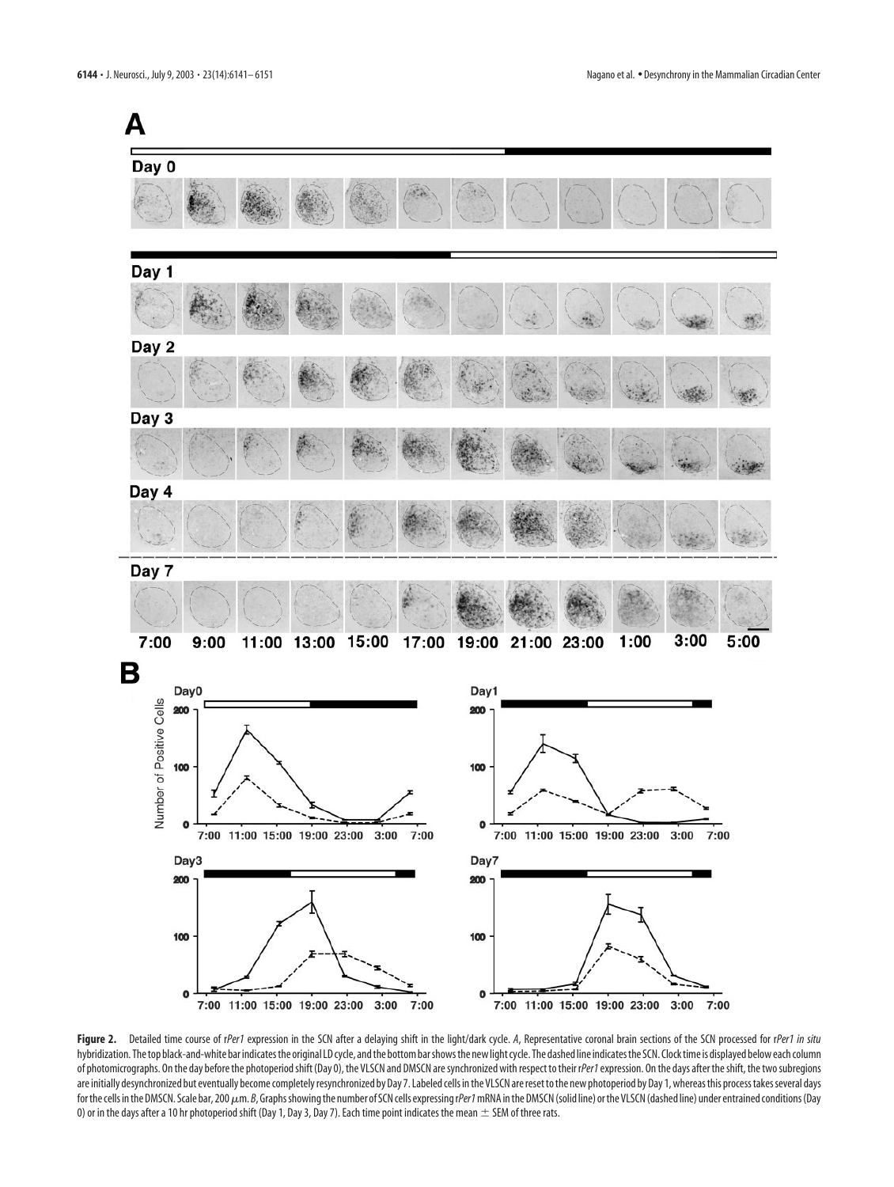**Figure 2.** Detailed time course of *rPer1* expression in the SCN after a delaying shift in the light/dark cycle. *A*, Representative coronal brain sections of the SCN processed for *rPer1 in situ* hybridization. The top black-and-white bar indicates the original LD cycle, and the bottom bar shows the new light cycle. The dashed line indicates the SCN. Clock time is displayed below each column of photomicrographs. On the day before the photoperiod shift (Day 0), the VLSCN and DMSCN are synchronized with respect to their *rPer1* expression. On the days after the shift, the two subregions are initially desynchronized but eventually become completely resynchronized by Day 7. Labeled cells in the VLSCN are reset to the new photoperiod by Day 1, whereas this process takes several days for the cells in the DMSCN. Scale bar, 200 μm. *B*, Graphs showing the number of SCN cells expressing *rPer1* mRNA in the DMSCN (solid line) or the VLSCN (dashed line) under entrained conditions (Day 0) or in the days after a 10 hr photoperiod shift (Day 1, Day 3, Day 7). Each time point indicates the mean ± SEM of three rats.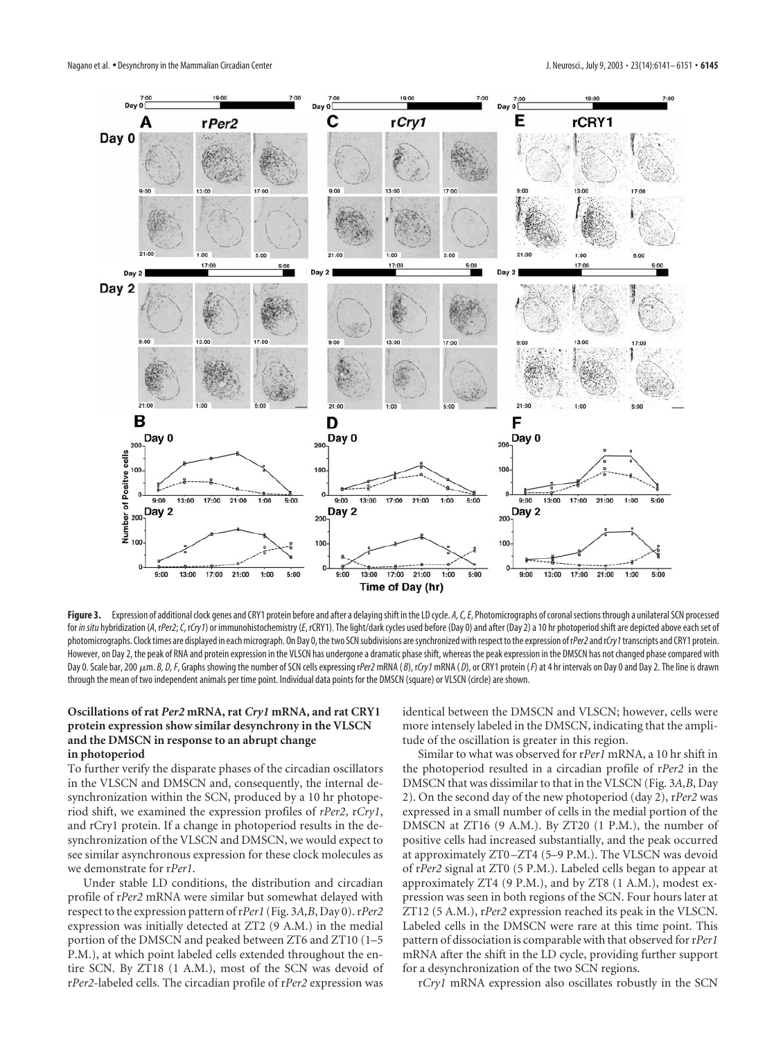**Figure 3.** Expression of additional clock genes and CRY1 protein before and after a delaying shift in the LD cycle. *A, C, E*, Photomicrographs of coronal sections through a unilateral SCN processed for *in situ* hybridization (*A*, r*Per2*; *C*, r*Cry1*) or immunohistochemistry (*E*, rCRY1). The light/dark cycles used before (Day 0) and after (Day 2) a 10 hr photoperiod shift are depicted above each set of photomicrographs. Clock times are displayed in each micrograph. On Day 0, the two SCN subdivisions are synchronized with respect to the expression of r*Per2* and r*Cry1* transcripts and CRY1 protein. However, on Day 2, the peak of RNA and protein expression in the VLSCN has undergone a dramatic phase shift, whereas the peak expression in the DMSCN has not changed phase compared with Day 0. Scale bar, 200 μm. *B, D, F*, Graphs showing the number of SCN cells expressing r*Per2* mRNA (*B*), r*Cry1* mRNA (*D*), or CRY1 protein (*F*) at 4 hr intervals on Day 0 and Day 2. The line is drawn through the mean of two independent animals per time point. Individual data points for the DMSCN (square) or VLSCN (circle) are shown.

### Oscillations of rat *Per2* mRNA, rat *Cry1* mRNA, and rat CRY1 protein expression show similar desynchrony in the VLSCN and the DMSCN in response to an abrupt change in photoperiod

To further verify the disparate phases of the circadian oscillators in the VLSCN and DMSCN and, consequently, the internal desynchronization within the SCN, produced by a 10 hr photoperiod shift, we examined the expression profiles of *rPer2*, r*Cry1*, and rCry1 protein. If a change in photoperiod results in the desynchronization of the VLSCN and DMSCN, we would expect to see similar asynchronous expression for these clock molecules as we demonstrate for r*Per1*.

Under stable LD conditions, the distribution and circadian profile of r*Per2* mRNA were similar but somewhat delayed with respect to the expression pattern of r*Per1* (Fig. 3*A,B*, Day 0). r*Per2* expression was initially detected at ZT2 (9 A.M.) in the medial portion of the DMSCN and peaked between ZT6 and ZT10 (1–5 P.M.), at which point labeled cells extended throughout the entire SCN. By ZT18 (1 A.M.), most of the SCN was devoid of r*Per2*-labeled cells. The circadian profile of r*Per2* expression was identical between the DMSCN and VLSCN; however, cells were more intensely labeled in the DMSCN, indicating that the amplitude of the oscillation is greater in this region.

Similar to what was observed for r*Per1* mRNA, a 10 hr shift in the photoperiod resulted in a circadian profile of r*Per2* in the DMSCN that was dissimilar to that in the VLSCN (Fig. 3*A,B*, Day 2). On the second day of the new photoperiod (day 2), r*Per2* was expressed in a small number of cells in the medial portion of the DMSCN at ZT16 (9 A.M.). By ZT20 (1 P.M.), the number of positive cells had increased substantially, and the peak occurred at approximately ZT0–ZT4 (5–9 P.M.). The VLSCN was devoid of r*Per2* signal at ZT0 (5 P.M.). Labeled cells began to appear at approximately ZT4 (9 P.M.), and by ZT8 (1 A.M.), modest expression was seen in both regions of the SCN. Four hours later at ZT12 (5 A.M.), r*Per2* expression reached its peak in the VLSCN. Labeled cells in the DMSCN were rare at this time point. This pattern of dissociation is comparable with that observed for r*Per1* mRNA after the shift in the LD cycle, providing further support for a desynchronization of the two SCN regions.

r*Cry1* mRNA expression also oscillates robustly in the SCN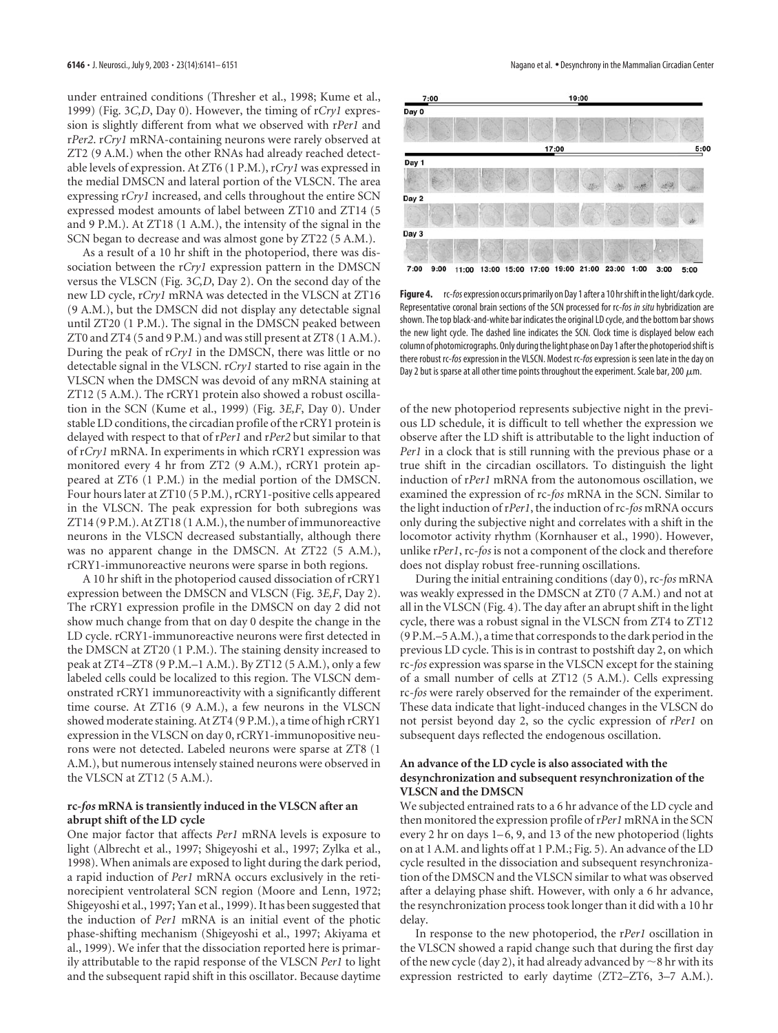under entrained conditions (Thresher et al., 1998; Kume et al., 1999) (Fig. 3*C,D*, Day 0). However, the timing of r*Cry1* expression is slightly different from what we observed with r*Per1* and r*Per2*. r*Cry1* mRNA-containing neurons were rarely observed at ZT2 (9 A.M.) when the other RNAs had already reached detectable levels of expression. At ZT6 (1 P.M.), r*Cry1* was expressed in the medial DMSCN and lateral portion of the VLSCN. The area expressing r*Cry1* increased, and cells throughout the entire SCN expressed modest amounts of label between ZT10 and ZT14 (5 and 9 P.M.). At ZT18 (1 A.M.), the intensity of the signal in the SCN began to decrease and was almost gone by ZT22 (5 A.M.).

As a result of a 10 hr shift in the photoperiod, there was dissociation between the r*Cry1* expression pattern in the DMSCN versus the VLSCN (Fig. 3*C,D*, Day 2). On the second day of the new LD cycle, r*Cry1* mRNA was detected in the VLSCN at ZT16 (9 A.M.), but the DMSCN did not display any detectable signal until ZT20 (1 P.M.). The signal in the DMSCN peaked between ZT0 and ZT4 (5 and 9 P.M.) and was still present at ZT8 (1 A.M.). During the peak of r*Cry1* in the DMSCN, there was little or no detectable signal in the VLSCN. r*Cry1* started to rise again in the VLSCN when the DMSCN was devoid of any mRNA staining at ZT12 (5 A.M.). The rCRY1 protein also showed a robust oscillation in the SCN (Kume et al., 1999) (Fig. 3*E,F*, Day 0). Under stable LD conditions, the circadian profile of the rCRY1 protein is delayed with respect to that of r*Per1* and r*Per2* but similar to that of r*Cry1* mRNA. In experiments in which rCRY1 expression was monitored every 4 hr from ZT2 (9 A.M.), rCRY1 protein appeared at ZT6 (1 P.M.) in the medial portion of the DMSCN. Four hours later at ZT10 (5 P.M.), rCRY1-positive cells appeared in the VLSCN. The peak expression for both subregions was ZT14 (9 P.M.). At ZT18 (1 A.M.), the number of immunoreactive neurons in the VLSCN decreased substantially, although there was no apparent change in the DMSCN. At ZT22 (5 A.M.), rCRY1-immunoreactive neurons were sparse in both regions.

A 10 hr shift in the photoperiod caused dissociation of rCRY1 expression between the DMSCN and VLSCN (Fig. 3*E,F*, Day 2). The rCRY1 expression profile in the DMSCN on day 2 did not show much change from that on day 0 despite the change in the LD cycle. rCRY1-immunoreactive neurons were first detected in the DMSCN at ZT20 (1 P.M.). The staining density increased to peak at ZT4–ZT8 (9 P.M.–1 A.M.). By ZT12 (5 A.M.), only a few labeled cells could be localized to this region. The VLSCN demonstrated rCRY1 immunoreactivity with a significantly different time course. At ZT16 (9 A.M.), a few neurons in the VLSCN showed moderate staining. At ZT4 (9 P.M.), a time of high rCRY1 expression in the VLSCN on day 0, rCRY1-immunopositive neurons were not detected. Labeled neurons were sparse at ZT8 (1 A.M.), but numerous intensely stained neurons were observed in the VLSCN at ZT12 (5 A.M.).

### rc-*fos* mRNA is transiently induced in the VLSCN after an abrupt shift of the LD cycle

One major factor that affects *Per1* mRNA levels is exposure to light (Albrecht et al., 1997; Shigeyoshi et al., 1997; Zylka et al., 1998). When animals are exposed to light during the dark period, a rapid induction of *Per1* mRNA occurs exclusively in the retinorecipient ventrolateral SCN region (Moore and Lenn, 1972; Shigeyoshi et al., 1997; Yan et al., 1999). It has been suggested that the induction of *Per1* mRNA is an initial event of the photic phase-shifting mechanism (Shigeyoshi et al., 1997; Akiyama et al., 1999). We infer that the dissociation reported here is primarily attributable to the rapid response of the VLSCN *Per1* to light and the subsequent rapid shift in this oscillator. Because daytime

**Figure 4.** rc-*fos* expression occurs primarily on Day 1 after a 10 hr shift in the light/dark cycle. Representative coronal brain sections of the SCN processed for rc-*fos in situ* hybridization are shown. The top black-and-white bar indicates the original LD cycle, and the bottom bar shows the new light cycle. The dashed line indicates the SCN. Clock time is displayed below each column of photomicrographs. Only during the light phase on Day 1 after the photoperiod shift is there robust rc-*fos* expression in the VLSCN. Modest rc-*fos* expression is seen late in the day on Day 2 but is sparse at all other time points throughout the experiment. Scale bar, 200 μm.

of the new photoperiod represents subjective night in the previous LD schedule, it is difficult to tell whether the expression we observe after the LD shift is attributable to the light induction of *Per1* in a clock that is still running with the previous phase or a true shift in the circadian oscillators. To distinguish the light induction of r*Per1* mRNA from the autonomous oscillation, we examined the expression of rc-*fos* mRNA in the SCN. Similar to the light induction of r*Per1*, the induction of rc-*fos* mRNA occurs only during the subjective night and correlates with a shift in the locomotor activity rhythm (Kornhauser et al., 1990). However, unlike r*Per1*, rc-*fos* is not a component of the clock and therefore does not display robust free-running oscillations.

During the initial entraining conditions (day 0), rc-*fos* mRNA was weakly expressed in the DMSCN at ZT0 (7 A.M.) and not at all in the VLSCN (Fig. 4). The day after an abrupt shift in the light cycle, there was a robust signal in the VLSCN from ZT4 to ZT12 (9 P.M.–5 A.M.), a time that corresponds to the dark period in the previous LD cycle. This is in contrast to postshift day 2, on which rc-*fos* expression was sparse in the VLSCN except for the staining of a small number of cells at ZT12 (5 A.M.). Cells expressing rc-*fos* were rarely observed for the remainder of the experiment. These data indicate that light-induced changes in the VLSCN do not persist beyond day 2, so the cyclic expression of *rPer1* on subsequent days reflected the endogenous oscillation.

### An advance of the LD cycle is also associated with the desynchronization and subsequent resynchronization of the VLSCN and the DMSCN

We subjected entrained rats to a 6 hr advance of the LD cycle and then monitored the expression profile of r*Per1* mRNA in the SCN every 2 hr on days 1–6, 9, and 13 of the new photoperiod (lights on at 1 A.M. and lights off at 1 P.M.; Fig. 5). An advance of the LD cycle resulted in the dissociation and subsequent resynchronization of the DMSCN and the VLSCN similar to what was observed after a delaying phase shift. However, with only a 6 hr advance, the resynchronization process took longer than it did with a 10 hr delay.

In response to the new photoperiod, the r*Per1* oscillation in the VLSCN showed a rapid change such that during the first day of the new cycle (day 2), it had already advanced by ∼8 hr with its expression restricted to early daytime (ZT2–ZT6, 3–7 A.M.).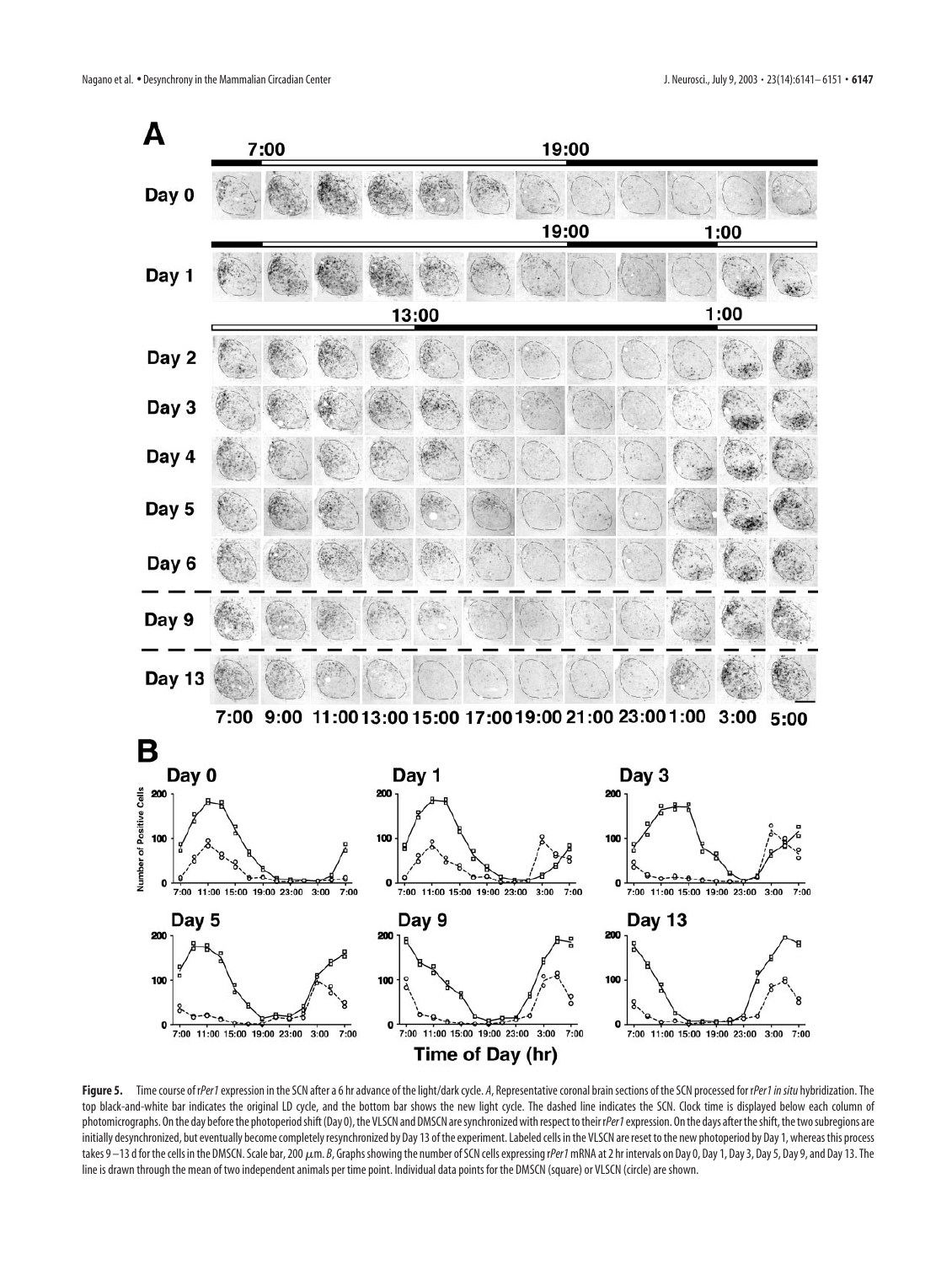**Figure 5.** Time course of r*Per1* expression in the SCN after a 6 hr advance of the light/dark cycle. *A*, Representative coronal brain sections of the SCN processed for r*Per1* *in situ* hybridization. The top black-and-white bar indicates the original LD cycle, and the bottom bar shows the new light cycle. The dashed line indicates the SCN. Clock time is displayed below each column of photomicrographs. On the day before the photoperiod shift (Day 0), the VLSCN and DMSCN are synchronized with respect to their r*Per1* expression. On the days after the shift, the two subregions are initially desynchronized, but eventually become completely resynchronized by Day 13 of the experiment. Labeled cells in the VLSCN are reset to the new photoperiod by Day 1, whereas this process takes 9–13 d for the cells in the DMSCN. Scale bar, 200 $\mu$m. *B*, Graphs showing the number of SCN cells expressing r*Per1* mRNA at 2 hr intervals on Day 0, Day 1, Day 3, Day 5, Day 9, and Day 13. The line is drawn through the mean of two independent animals per time point. Individual data points for the DMSCN (square) or VLSCN (circle) are shown.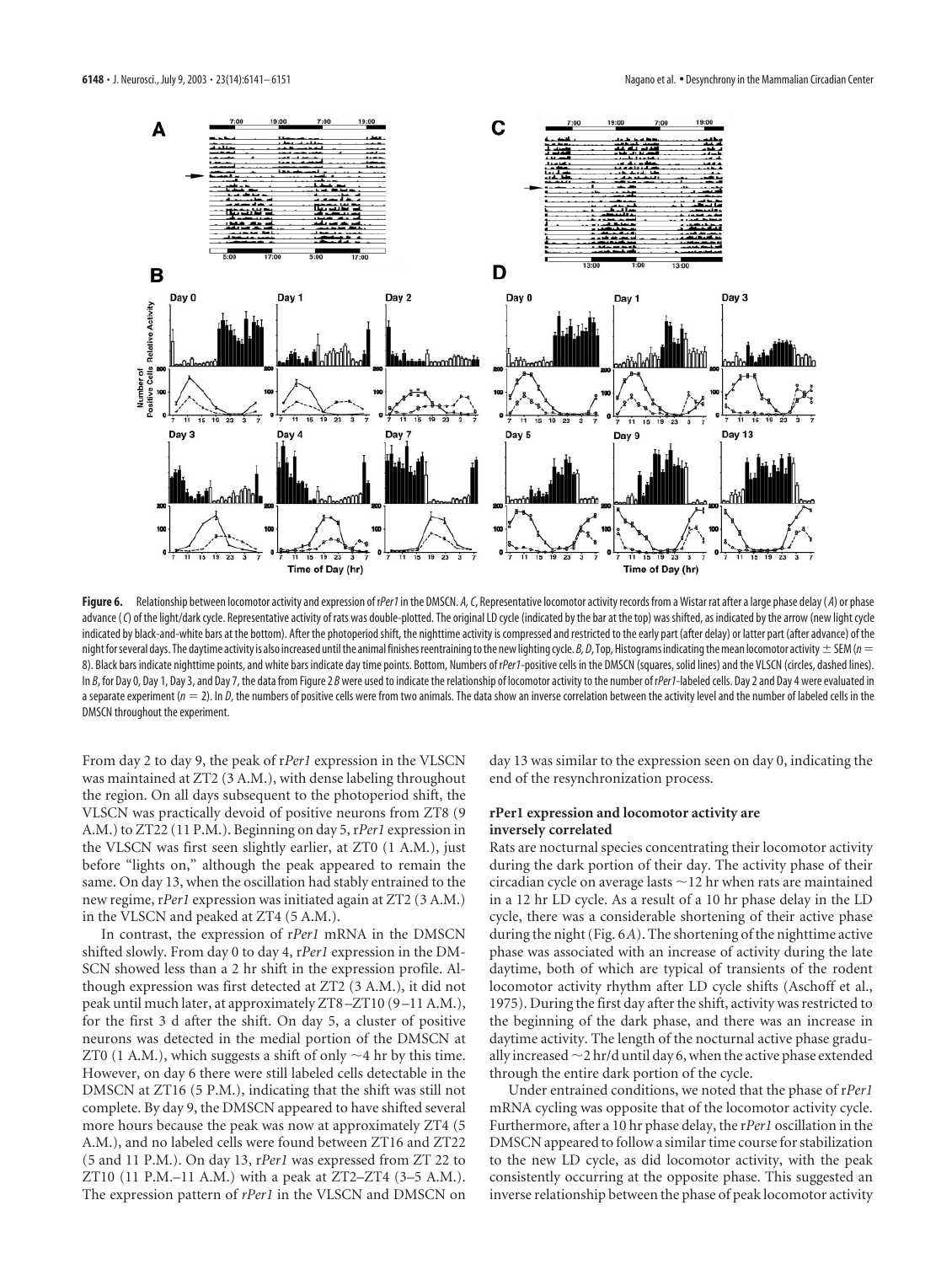**Figure 6.** Relationship between locomotor activity and expression of r*Per1* in the DMSCN. *A*, *C*, Representative locomotor activity records from a Wistar rat after a large phase delay (*A*) or phase advance (*C*) of the light/dark cycle. Representative activity of rats was double-plotted. The original LD cycle (indicated by the bar at the top) was shifted, as indicated by the arrow (new light cycle indicated by black-and-white bars at the bottom). After the photoperiod shift, the nighttime activity is compressed and restricted to the early part (after delay) or latter part (after advance) of the night for several days. The daytime activity is also increased until the animal finishes reentraining to the new lighting cycle. *B*, *D*, Top, Histograms indicating the mean locomotor activity ± SEM ($n$ = 8). Black bars indicate nighttime points, and white bars indicate day time points. Bottom, Numbers of r*Per1*-positive cells in the DMSCN (squares, solid lines) and the VLSCN (circles, dashed lines). In *B*, for Day 0, Day 1, Day 3, and Day 7, the data from Figure 2*B* were used to indicate the relationship of locomotor activity to the number of r*Per1*-labeled cells. Day 2 and Day 4 were evaluated in a separate experiment ($n$ = 2). In *D*, the numbers of positive cells were from two animals. The data show an inverse correlation between the activity level and the number of labeled cells in the DMSCN throughout the experiment.

From day 2 to day 9, the peak of r*Per1* expression in the VLSCN was maintained at ZT2 (3 A.M.), with dense labeling throughout the region. On all days subsequent to the photoperiod shift, the VLSCN was practically devoid of positive neurons from ZT8 (9 A.M.) to ZT22 (11 P.M.). Beginning on day 5, r*Per1* expression in the VLSCN was first seen slightly earlier, at ZT0 (1 A.M.), just before "lights on," although the peak appeared to remain the same. On day 13, when the oscillation had stably entrained to the new regime, r*Per1* expression was initiated again at ZT2 (3 A.M.) in the VLSCN and peaked at ZT4 (5 A.M.).

In contrast, the expression of r*Per1* mRNA in the DMSCN shifted slowly. From day 0 to day 4, r*Per1* expression in the DMSCN showed less than a 2 hr shift in the expression profile. Although expression was first detected at ZT2 (3 A.M.), it did not peak until much later, at approximately ZT8–ZT10 (9–11 A.M.), for the first 3 d after the shift. On day 5, a cluster of positive neurons was detected in the medial portion of the DMSCN at ZT0 (1 A.M.), which suggests a shift of only ~4 hr by this time. However, on day 6 there were still labeled cells detectable in the DMSCN at ZT16 (5 P.M.), indicating that the shift was still not complete. By day 9, the DMSCN appeared to have shifted several more hours because the peak was now at approximately ZT4 (5 A.M.), and no labeled cells were found between ZT16 and ZT22 (5 and 11 P.M.). On day 13, r*Per1* was expressed from ZT 22 to ZT10 (11 P.M.–11 A.M.) with a peak at ZT2–ZT4 (3–5 A.M.). The expression pattern of *rPer1* in the VLSCN and DMSCN on day 13 was similar to the expression seen on day 0, indicating the end of the resynchronization process.

### rPer1 expression and locomotor activity are inversely correlated

Rats are nocturnal species concentrating their locomotor activity during the dark portion of their day. The activity phase of their circadian cycle on average lasts ~12 hr when rats are maintained in a 12 hr LD cycle. As a result of a 10 hr phase delay in the LD cycle, there was a considerable shortening of their active phase during the night (Fig. 6*A*). The shortening of the nighttime active phase was associated with an increase of activity during the late daytime, both of which are typical of transients of the rodent locomotor activity rhythm after LD cycle shifts (Aschoff et al., 1975). During the first day after the shift, activity was restricted to the beginning of the dark phase, and there was an increase in daytime activity. The length of the nocturnal active phase gradually increased ~2 hr/d until day 6, when the active phase extended through the entire dark portion of the cycle.

Under entrained conditions, we noted that the phase of r*Per1* mRNA cycling was opposite that of the locomotor activity cycle. Furthermore, after a 10 hr phase delay, the r*Per1* oscillation in the DMSCN appeared to follow a similar time course for stabilization to the new LD cycle, as did locomotor activity, with the peak consistently occurring at the opposite phase. This suggested an inverse relationship between the phase of peak locomotor activity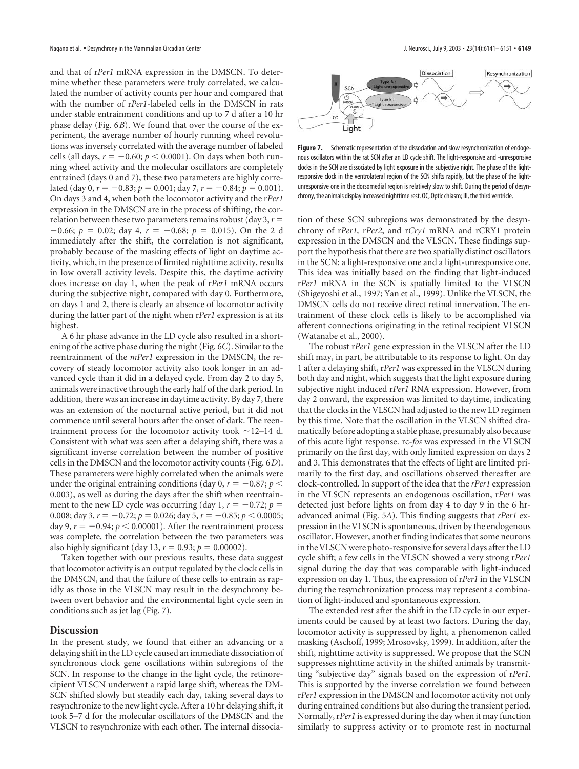and that of r*Per1* mRNA expression in the DMSCN. To determine whether these parameters were truly correlated, we calculated the number of activity counts per hour and compared that with the number of r*Per1*-labeled cells in the DMSCN in rats under stable entrainment conditions and up to 7 d after a 10 hr phase delay (Fig. 6*B*). We found that over the course of the experiment, the average number of hourly running wheel revolutions was inversely correlated with the average number of labeled cells (all days, $r = -0.60$; $p < 0.0001$). On days when both running wheel activity and the molecular oscillators are completely entrained (days 0 and 7), these two parameters are highly correlated (day 0, $r = -0.83$; $p = 0.001$; day 7, $r = -0.84$; $p = 0.001$). On days 3 and 4, when both the locomotor activity and the r*Per1* expression in the DMSCN are in the process of shifting, the correlation between these two parameters remains robust (day 3, $r = -0.66$; $p = 0.02$; day 4, $r = -0.68$; $p = 0.015$). On the 2 d immediately after the shift, the correlation is not significant, probably because of the masking effects of light on daytime activity, which, in the presence of limited nighttime activity, results in low overall activity levels. Despite this, the daytime activity does increase on day 1, when the peak of r*Per1* mRNA occurs during the subjective night, compared with day 0. Furthermore, on days 1 and 2, there is clearly an absence of locomotor activity during the latter part of the night when r*Per1* expression is at its highest.

A 6 hr phase advance in the LD cycle also resulted in a shortening of the active phase during the night (Fig. 6*C*). Similar to the reentrainment of the *mPer1* expression in the DMSCN, the recovery of steady locomotor activity also took longer in an advanced cycle than it did in a delayed cycle. From day 2 to day 5, animals were inactive through the early half of the dark period. In addition, there was an increase in daytime activity. By day 7, there was an extension of the nocturnal active period, but it did not commence until several hours after the onset of dark. The reentrainment process for the locomotor activity took ~12–14 d. Consistent with what was seen after a delaying shift, there was a significant inverse correlation between the number of positive cells in the DMSCN and the locomotor activity counts (Fig. 6*D*). These parameters were highly correlated when the animals were under the original entraining conditions (day 0, $r = -0.87$; $p < 0.003$), as well as during the days after the shift when reentrainment to the new LD cycle was occurring (day 1, $r = -0.72$; $p = 0.008$; day 3, $r = -0.72$; $p = 0.026$; day 5, $r = -0.85$; $p < 0.0005$; day 9, $r = -0.94$; $p < 0.00001$). After the reentrainment process was complete, the correlation between the two parameters was also highly significant (day 13, $r = 0.93$; $p = 0.00002$).

Taken together with our previous results, these data suggest that locomotor activity is an output regulated by the clock cells in the DMSCN, and that the failure of these cells to entrain as rapidly as those in the VLSCN may result in the desynchrony between overt behavior and the environmental light cycle seen in conditions such as jet lag (Fig. 7).

## Discussion

In the present study, we found that either an advancing or a delaying shift in the LD cycle caused an immediate dissociation of synchronous clock gene oscillations within subregions of the SCN. In response to the change in the light cycle, the retinorecipient VLSCN underwent a rapid large shift, whereas the DMSCN shifted slowly but steadily each day, taking several days to resynchronize to the new light cycle. After a 10 hr delaying shift, it took 5–7 d for the molecular oscillators of the DMSCN and the VLSCN to resynchronize with each other. The internal dissociation of these SCN subregions was demonstrated by the desynchrony of r*Per1*, r*Per2*, and r*Cry1* mRNA and rCRY1 protein expression in the DMSCN and the VLSCN. These findings support the hypothesis that there are two spatially distinct oscillators in the SCN: a light-responsive one and a light-unresponsive one. This idea was initially based on the finding that light-induced r*Per1* mRNA in the SCN is spatially limited to the VLSCN (Shigeyoshi et al., 1997; Yan et al., 1999). Unlike the VLSCN, the DMSCN cells do not receive direct retinal innervation. The entrainment of these clock cells is likely to be accomplished via afferent connections originating in the retinal recipient VLSCN (Watanabe et al., 2000).

**Figure 7.** Schematic representation of the dissociation and slow resynchronization of endogenous oscillators within the rat SCN after an LD cycle shift. The light-responsive and -unresponsive clocks in the SCN are dissociated by light exposure in the subjective night. The phase of the light-responsive clock in the ventrolateral region of the SCN shifts rapidly, but the phase of the light-unresponsive one in the dorsomedial region is relatively slow to shift. During the period of desynchrony, the animals display increased nighttime rest. OC, Optic chiasm; III, the third ventricle.

The robust r*Per1* gene expression in the VLSCN after the LD shift may, in part, be attributable to its response to light. On day 1 after a delaying shift, r*Per1* was expressed in the VLSCN during both day and night, which suggests that the light exposure during subjective night induced r*Per1* RNA expression. However, from day 2 onward, the expression was limited to daytime, indicating that the clocks in the VLSCN had adjusted to the new LD regimen by this time. Note that the oscillation in the VLSCN shifted dramatically before adopting a stable phase, presumably also because of this acute light response. rc-*fos* was expressed in the VLSCN primarily on the first day, with only limited expression on days 2 and 3. This demonstrates that the effects of light are limited primarily to the first day, and oscillations observed thereafter are clock-controlled. In support of the idea that the *rPer1* expression in the VLSCN represents an endogenous oscillation, r*Per1* was detected just before lights on from day 4 to day 9 in the 6 hr-advanced animal (Fig. 5*A*). This finding suggests that *rPer1* expression in the VLSCN is spontaneous, driven by the endogenous oscillator. However, another finding indicates that some neurons in the VLSCN were photo-responsive for several days after the LD cycle shift; a few cells in the VLSCN showed a very strong r*Per1* signal during the day that was comparable with light-induced expression on day 1. Thus, the expression of r*Per1* in the VLSCN during the resynchronization process may represent a combination of light-induced and spontaneous expression.

The extended rest after the shift in the LD cycle in our experiments could be caused by at least two factors. During the day, locomotor activity is suppressed by light, a phenomenon called masking (Aschoff, 1999; Mrosovsky, 1999). In addition, after the shift, nighttime activity is suppressed. We propose that the SCN suppresses nighttime activity in the shifted animals by transmitting "subjective day" signals based on the expression of r*Per1*. This is supported by the inverse correlation we found between r*Per1* expression in the DMSCN and locomotor activity not only during entrained conditions but also during the transient period. Normally, r*Per1* is expressed during the day when it may function similarly to suppress activity or to promote rest in nocturnal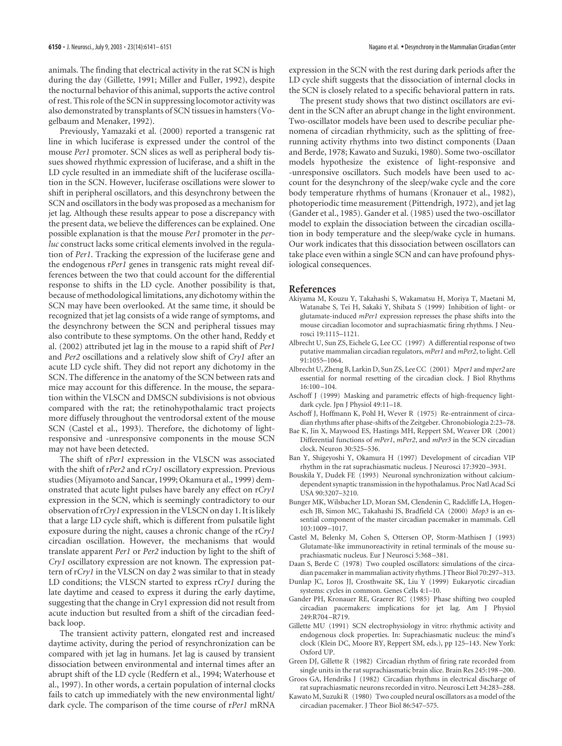animals. The finding that electrical activity in the rat SCN is high during the day (Gillette, 1991; Miller and Fuller, 1992), despite the nocturnal behavior of this animal, supports the active control of rest. This role of the SCN in suppressing locomotor activity was also demonstrated by transplants of SCN tissues in hamsters (Vogelbaum and Menaker, 1992).

Previously, Yamazaki et al. (2000) reported a transgenic rat line in which luciferase is expressed under the control of the mouse *Per1* promoter. SCN slices as well as peripheral body tissues showed rhythmic expression of luciferase, and a shift in the LD cycle resulted in an immediate shift of the luciferase oscillation in the SCN. However, luciferase oscillations were slower to shift in peripheral oscillators, and this desynchrony between the SCN and oscillators in the body was proposed as a mechanism for jet lag. Although these results appear to pose a discrepancy with the present data, we believe the differences can be explained. One possible explanation is that the mouse *Per1* promoter in the *per-luc* construct lacks some critical elements involved in the regulation of *Per1*. Tracking the expression of the luciferase gene and the endogenous r*Per1* genes in transgenic rats might reveal differences between the two that could account for the differential response to shifts in the LD cycle. Another possibility is that, because of methodological limitations, any dichotomy within the SCN may have been overlooked. At the same time, it should be recognized that jet lag consists of a wide range of symptoms, and the desynchrony between the SCN and peripheral tissues may also contribute to these symptoms. On the other hand, Reddy et al. (2002) attributed jet lag in the mouse to a rapid shift of *Per1* and *Per2* oscillations and a relatively slow shift of *Cry1* after an acute LD cycle shift. They did not report any dichotomy in the SCN. The difference in the anatomy of the SCN between rats and mice may account for this difference. In the mouse, the separation within the VLSCN and DMSCN subdivisions is not obvious compared with the rat; the retinohypothalamic tract projects more diffusely throughout the ventrodorsal extent of the mouse SCN (Castel et al., 1993). Therefore, the dichotomy of light-responsive and -unresponsive components in the mouse SCN may not have been detected.

The shift of r*Per1* expression in the VLSCN was associated with the shift of r*Per2* and r*Cry1* oscillatory expression. Previous studies (Miyamoto and Sancar, 1999; Okamura et al., 1999) demonstrated that acute light pulses have barely any effect on r*Cry1* expression in the SCN, which is seemingly contradictory to our observation of r*Cry1* expression in the VLSCN on day 1. It is likely that a large LD cycle shift, which is different from pulsatile light exposure during the night, causes a chronic change of the r*Cry1* circadian oscillation. However, the mechanisms that would translate apparent *Per1* or *Per2* induction by light to the shift of *Cry1* oscillatory expression are not known. The expression pattern of r*Cry1* in the VLSCN on day 2 was similar to that in steady LD conditions; the VLSCN started to express r*Cry1* during the late daytime and ceased to express it during the early daytime, suggesting that the change in Cry1 expression did not result from acute induction but resulted from a shift of the circadian feedback loop.

The transient activity pattern, elongated rest and increased daytime activity, during the period of resynchronization can be compared with jet lag in humans. Jet lag is caused by transient dissociation between environmental and internal times after an abrupt shift of the LD cycle (Redfern et al., 1994; Waterhouse et al., 1997). In other words, a certain population of internal clocks fails to catch up immediately with the new environmental light/dark cycle. The comparison of the time course of r*Per1* mRNA expression in the SCN with the rest during dark periods after the LD cycle shift suggests that the dissociation of internal clocks in the SCN is closely related to a specific behavioral pattern in rats.

The present study shows that two distinct oscillators are evident in the SCN after an abrupt change in the light environment. Two-oscillator models have been used to describe peculiar phenomena of circadian rhythmicity, such as the splitting of free-running activity rhythms into two distinct components (Daan and Berde, 1978; Kawato and Suzuki, 1980). Some two-oscillator models hypothesize the existence of light-responsive and -unresponsive oscillators. Such models have been used to account for the desynchrony of the sleep/wake cycle and the core body temperature rhythms of humans (Kronauer et al., 1982), photoperiodic time measurement (Pittendrigh, 1972), and jet lag (Gander et al., 1985). Gander et al. (1985) used the two-oscillator model to explain the dissociation between the circadian oscillation in body temperature and the sleep/wake cycle in humans. Our work indicates that this dissociation between oscillators can take place even within a single SCN and can have profound physiological consequences.

## References

Akiyama M, Kouzu Y, Takahashi S, Wakamatsu H, Moriya T, Maetani M, Watanabe S, Tei H, Sakaki Y, Shibata S (1999) Inhibition of light- or glutamate-induced *mPer1* expression represses the phase shifts into the mouse circadian locomotor and suprachiasmatic firing rhythms. J Neurosci 19:1115–1121.

Albrecht U, Sun ZS, Eichele G, Lee CC (1997) A differential response of two putative mammalian circadian regulators, *mPer1* and *mPer2*, to light. Cell 91:1055–1064.

Albrecht U, Zheng B, Larkin D, Sun ZS, Lee CC (2001) M*per1* and m*per2* are essential for normal resetting of the circadian clock. J Biol Rhythms 16:100–104.

Aschoff J (1999) Masking and parametric effects of high-frequency light-dark cycle. Jpn J Physiol 49:11–18.

Aschoff J, Hoffmann K, Pohl H, Wever R (1975) Re-entrainment of circadian rhythms after phase-shifts of the Zeitgeber. Chronobiologia 2:23–78.

Bae K, Jin X, Maywood ES, Hastings MH, Reppert SM, Weaver DR (2001) Differential functions of *mPer1*, *mPer2*, and *mPer3* in the SCN circadian clock. Neuron 30:525–536.

Ban Y, Shigeyoshi Y, Okamura H (1997) Development of circadian VIP rhythm in the rat suprachiasmatic nucleus. J Neurosci 17:3920–3931.

Bouskila Y, Dudek FE (1993) Neuronal synchronization without calcium-dependent synaptic transmission in the hypothalamus. Proc Natl Acad Sci USA 90:3207–3210.

Bunger MK, Wilsbacher LD, Moran SM, Clendenin C, Radcliffe LA, Hogenesch JB, Simon MC, Takahashi JS, Bradfield CA (2000) *Mop3* is an essential component of the master circadian pacemaker in mammals. Cell 103:1009–1017.

Castel M, Belenky M, Cohen S, Ottersen OP, Storm-Mathisen J (1993) Glutamate-like immunoreactivity in retinal terminals of the mouse suprachiasmatic nucleus. Eur J Neurosci 5:368–381.

Daan S, Berde C (1978) Two coupled oscillators: simulations of the circadian pacemaker in mammalian activity rhythms. J Theor Biol 70:297–313.

Dunlap JC, Loros JJ, Crosthwaite SK, Liu Y (1999) Eukaryotic circadian systems: cycles in common. Genes Cells 4:1–10.

Gander PH, Kronauer RE, Graerer RC (1985) Phase shifting two coupled circadian pacemakers: implications for jet lag. Am J Physiol 249:R704–R719.

Gillette MU (1991) SCN electrophysiology in vitro: rhythmic activity and endogenous clock properties. In: Suprachiasmatic nucleus: the mind's clock (Klein DC, Moore RY, Reppert SM, eds.), pp 125–143. New York: Oxford UP.

Green DJ, Gillette R (1982) Circadian rhythm of firing rate recorded from single units in the rat suprachiasmatic brain slice. Brain Res 245:198–200.

Groos GA, Hendriks J (1982) Circadian rhythms in electrical discharge of rat suprachiasmatic neurons recorded in vitro. Neurosci Lett 34:283–288.

Kawato M, Suzuki R (1980) Two coupled neural oscillators as a model of the circadian pacemaker. J Theor Biol 86:547–575.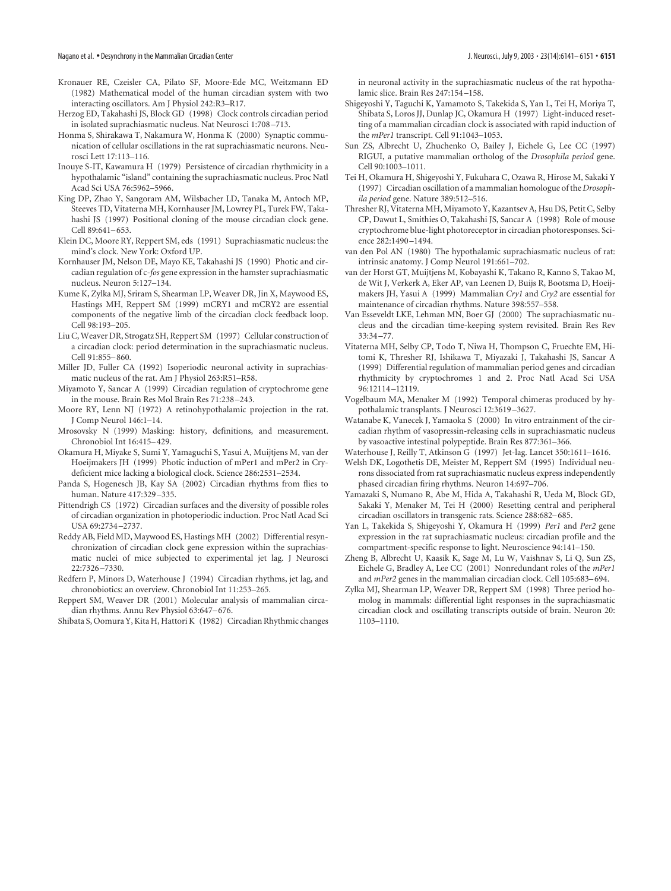Kronauer RE, Czeisler CA, Pilato SF, Moore-Ede MC, Weitzmann ED (1982) Mathematical model of the human circadian system with two interacting oscillators. Am J Physiol 242:R3–R17.

Herzog ED, Takahashi JS, Block GD (1998) Clock controls circadian period in isolated suprachiasmatic nucleus. Nat Neurosci 1:708–713.

Honma S, Shirakawa T, Nakamura W, Honma K (2000) Synaptic communication of cellular oscillations in the rat suprachiasmatic neurons. Neurosci Lett 17:113–116.

Inouye S-IT, Kawamura H (1979) Persistence of circadian rhythmicity in a hypothalamic "island" containing the suprachiasmatic nucleus. Proc Natl Acad Sci USA 76:5962–5966.

King DP, Zhao Y, Sangoram AM, Wilsbacher LD, Tanaka M, Antoch MP, Steeves TD, Vitaterna MH, Kornhauser JM, Lowrey PL, Turek FW, Takahashi JS (1997) Positional cloning of the mouse circadian clock gene. Cell 89:641–653.

Klein DC, Moore RY, Reppert SM, eds (1991) Suprachiasmatic nucleus: the mind's clock. New York: Oxford UP.

Kornhauser JM, Nelson DE, Mayo KE, Takahashi JS (1990) Photic and circadian regulation of c-*fos* gene expression in the hamster suprachiasmatic nucleus. Neuron 5:127–134.

Kume K, Zylka MJ, Sriram S, Shearman LP, Weaver DR, Jin X, Maywood ES, Hastings MH, Reppert SM (1999) mCRY1 and mCRY2 are essential components of the negative limb of the circadian clock feedback loop. Cell 98:193–205.

Liu C, Weaver DR, Strogatz SH, Reppert SM (1997) Cellular construction of a circadian clock: period determination in the suprachiasmatic nucleus. Cell 91:855–860.

Miller JD, Fuller CA (1992) Isoperiodic neuronal activity in suprachiasmatic nucleus of the rat. Am J Physiol 263:R51–R58.

Miyamoto Y, Sancar A (1999) Circadian regulation of cryptochrome gene in the mouse. Brain Res Mol Brain Res 71:238–243.

Moore RY, Lenn NJ (1972) A retinohypothalamic projection in the rat. J Comp Neurol 146:1–14.

Mrosovsky N (1999) Masking: history, definitions, and measurement. Chronobiol Int 16:415–429.

Okamura H, Miyake S, Sumi Y, Yamaguchi S, Yasui A, Muijtjens M, van der Hoeijmakers JH (1999) Photic induction of mPer1 and mPer2 in Cry-deficient mice lacking a biological clock. Science 286:2531–2534.

Panda S, Hogenesch JB, Kay SA (2002) Circadian rhythms from flies to human. Nature 417:329–335.

Pittendrigh CS (1972) Circadian surfaces and the diversity of possible roles of circadian organization in photoperiodic induction. Proc Natl Acad Sci USA 69:2734–2737.

Reddy AB, Field MD, Maywood ES, Hastings MH (2002) Differential resynchronization of circadian clock gene expression within the suprachiasmatic nuclei of mice subjected to experimental jet lag. J Neurosci 22:7326–7330.

Redfern P, Minors D, Waterhouse J (1994) Circadian rhythms, jet lag, and chronobiotics: an overview. Chronobiol Int 11:253–265.

Reppert SM, Weaver DR (2001) Molecular analysis of mammalian circadian rhythms. Annu Rev Physiol 63:647–676.

Shibata S, Oomura Y, Kita H, Hattori K (1982) Circadian Rhythmic changes in neuronal activity in the suprachiasmatic nucleus of the rat hypothalamic slice. Brain Res 247:154–158.

Shigeyoshi Y, Taguchi K, Yamamoto S, Takekida S, Yan L, Tei H, Moriya T, Shibata S, Loros JJ, Dunlap JC, Okamura H (1997) Light-induced resetting of a mammalian circadian clock is associated with rapid induction of the *mPer1* transcript. Cell 91:1043–1053.

Sun ZS, Albrecht U, Zhuchenko O, Bailey J, Eichele G, Lee CC (1997) RIGUI, a putative mammalian ortholog of the *Drosophila period* gene. Cell 90:1003–1011.

Tei H, Okamura H, Shigeyoshi Y, Fukuhara C, Ozawa R, Hirose M, Sakaki Y (1997) Circadian oscillation of a mammalian homologue of the *Drosophila period* gene. Nature 389:512–516.

Thresher RJ, Vitaterna MH, Miyamoto Y, Kazantsev A, Hsu DS, Petit C, Selby CP, Dawut L, Smithies O, Takahashi JS, Sancar A (1998) Role of mouse cryptochrome blue-light photoreceptor in circadian photoresponses. Science 282:1490–1494.

van den Pol AN (1980) The hypothalamic suprachiasmatic nucleus of rat: intrinsic anatomy. J Comp Neurol 191:661–702.

van der Horst GT, Muijtjens M, Kobayashi K, Takano R, Kanno S, Takao M, de Wit J, Verkerk A, Eker AP, van Leenen D, Buijs R, Bootsma D, Hoeijmakers JH, Yasui A (1999) Mammalian *Cry1* and *Cry2* are essential for maintenance of circadian rhythms. Nature 398:557–558.

Van Esseveldt LKE, Lehman MN, Boer GJ (2000) The suprachiasmatic nucleus and the circadian time-keeping system revisited. Brain Res Rev 33:34–77.

Vitaterna MH, Selby CP, Todo T, Niwa H, Thompson C, Fruechte EM, Hitomi K, Thresher RJ, Ishikawa T, Miyazaki J, Takahashi JS, Sancar A (1999) Differential regulation of mammalian period genes and circadian rhythmicity by cryptochromes 1 and 2. Proc Natl Acad Sci USA 96:12114–12119.

Vogelbaum MA, Menaker M (1992) Temporal chimeras produced by hypothalamic transplants. J Neurosci 12:3619–3627.

Watanabe K, Vanecek J, Yamaoka S (2000) In vitro entrainment of the circadian rhythm of vasopressin-releasing cells in suprachiasmatic nucleus by vasoactive intestinal polypeptide. Brain Res 877:361–366.

Waterhouse J, Reilly T, Atkinson G (1997) Jet-lag. Lancet 350:1611–1616.

Welsh DK, Logothetis DE, Meister M, Reppert SM (1995) Individual neurons dissociated from rat suprachiasmatic nucleus express independently phased circadian firing rhythms. Neuron 14:697–706.

Yamazaki S, Numano R, Abe M, Hida A, Takahashi R, Ueda M, Block GD, Sakaki Y, Menaker M, Tei H (2000) Resetting central and peripheral circadian oscillators in transgenic rats. Science 288:682–685.

Yan L, Takekida S, Shigeyoshi Y, Okamura H (1999) *Per1* and *Per2* gene expression in the rat suprachiasmatic nucleus: circadian profile and the compartment-specific response to light. Neuroscience 94:141–150.

Zheng B, Albrecht U, Kaasik K, Sage M, Lu W, Vaishnav S, Li Q, Sun ZS, Eichele G, Bradley A, Lee CC (2001) Nonredundant roles of the *mPer1* and *mPer2* genes in the mammalian circadian clock. Cell 105:683–694.

Zylka MJ, Shearman LP, Weaver DR, Reppert SM (1998) Three period homolog in mammals: differential light responses in the suprachiasmatic circadian clock and oscillating transcripts outside of brain. Neuron 20: 1103–1110.